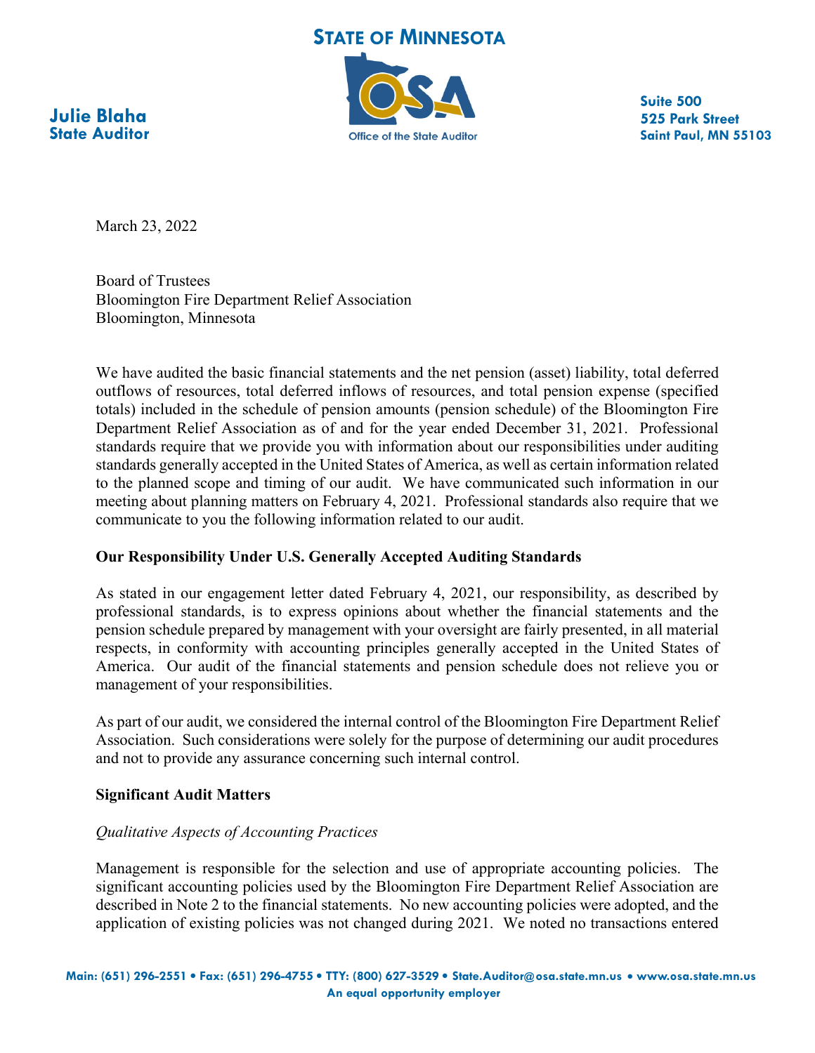**STATE OF MINNESOTA**

**Julie Blaha**
**State Auditor**

Office of the State Auditor

**Suite 500**
**525 Park Street**
**Saint Paul, MN 55103**

March 23, 2022

Board of Trustees
Bloomington Fire Department Relief Association
Bloomington, Minnesota

We have audited the basic financial statements and the net pension (asset) liability, total deferred outflows of resources, total deferred inflows of resources, and total pension expense (specified totals) included in the schedule of pension amounts (pension schedule) of the Bloomington Fire Department Relief Association as of and for the year ended December 31, 2021. Professional standards require that we provide you with information about our responsibilities under auditing standards generally accepted in the United States of America, as well as certain information related to the planned scope and timing of our audit. We have communicated such information in our meeting about planning matters on February 4, 2021. Professional standards also require that we communicate to you the following information related to our audit.

**Our Responsibility Under U.S. Generally Accepted Auditing Standards**

As stated in our engagement letter dated February 4, 2021, our responsibility, as described by professional standards, is to express opinions about whether the financial statements and the pension schedule prepared by management with your oversight are fairly presented, in all material respects, in conformity with accounting principles generally accepted in the United States of America. Our audit of the financial statements and pension schedule does not relieve you or management of your responsibilities.

As part of our audit, we considered the internal control of the Bloomington Fire Department Relief Association. Such considerations were solely for the purpose of determining our audit procedures and not to provide any assurance concerning such internal control.

**Significant Audit Matters**

*Qualitative Aspects of Accounting Practices*

Management is responsible for the selection and use of appropriate accounting policies. The significant accounting policies used by the Bloomington Fire Department Relief Association are described in Note 2 to the financial statements. No new accounting policies were adopted, and the application of existing policies was not changed during 2021. We noted no transactions entered

Main: (651) 296-2551 • Fax: (651) 296-4755 • TTY: (800) 627-3529 • State.Auditor@osa.state.mn.us • www.osa.state.mn.us
An equal opportunity employer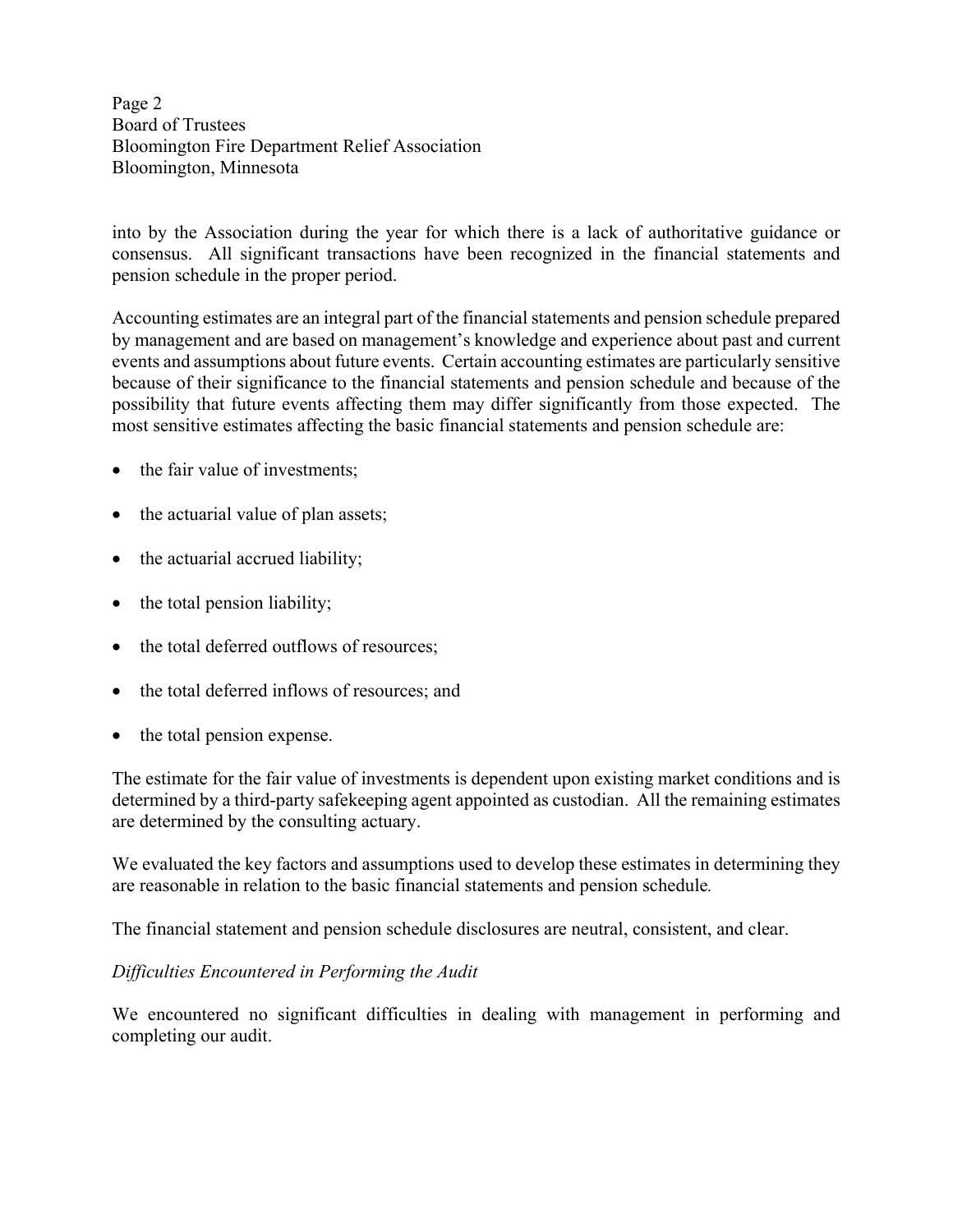into by the Association during the year for which there is a lack of authoritative guidance or consensus. All significant transactions have been recognized in the financial statements and pension schedule in the proper period.

Accounting estimates are an integral part of the financial statements and pension schedule prepared by management and are based on management's knowledge and experience about past and current events and assumptions about future events. Certain accounting estimates are particularly sensitive because of their significance to the financial statements and pension schedule and because of the possibility that future events affecting them may differ significantly from those expected. The most sensitive estimates affecting the basic financial statements and pension schedule are:

- the fair value of investments;
- the actuarial value of plan assets;
- the actuarial accrued liability;
- the total pension liability;
- the total deferred outflows of resources;
- the total deferred inflows of resources; and
- the total pension expense.

The estimate for the fair value of investments is dependent upon existing market conditions and is determined by a third-party safekeeping agent appointed as custodian. All the remaining estimates are determined by the consulting actuary.

We evaluated the key factors and assumptions used to develop these estimates in determining they are reasonable in relation to the basic financial statements and pension schedule.

The financial statement and pension schedule disclosures are neutral, consistent, and clear.

*Difficulties Encountered in Performing the Audit*

We encountered no significant difficulties in dealing with management in performing and completing our audit.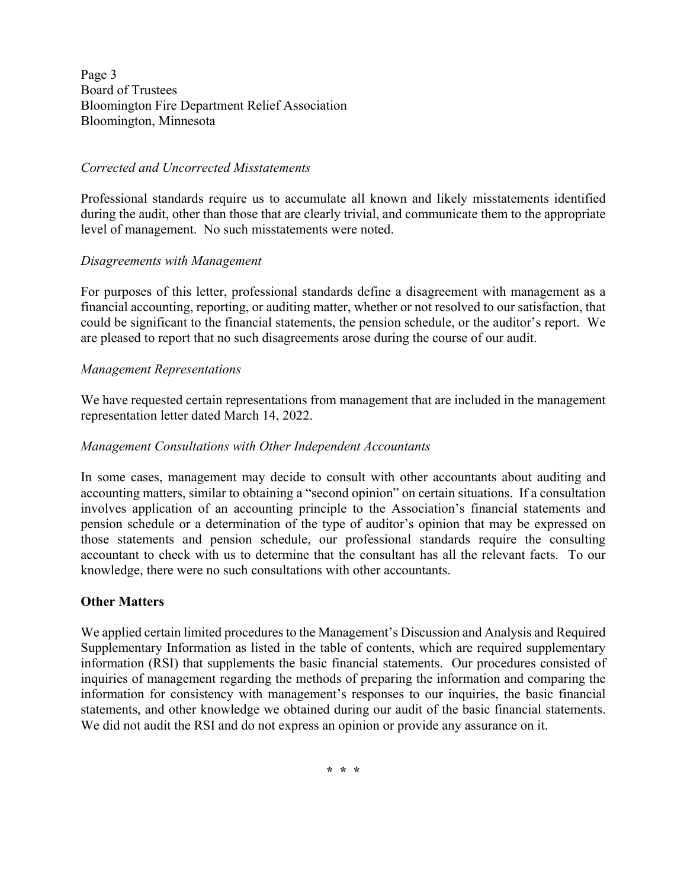*Corrected and Uncorrected Misstatements*

Professional standards require us to accumulate all known and likely misstatements identified during the audit, other than those that are clearly trivial, and communicate them to the appropriate level of management. No such misstatements were noted.

*Disagreements with Management*

For purposes of this letter, professional standards define a disagreement with management as a financial accounting, reporting, or auditing matter, whether or not resolved to our satisfaction, that could be significant to the financial statements, the pension schedule, or the auditor's report. We are pleased to report that no such disagreements arose during the course of our audit.

*Management Representations*

We have requested certain representations from management that are included in the management representation letter dated March 14, 2022.

*Management Consultations with Other Independent Accountants*

In some cases, management may decide to consult with other accountants about auditing and accounting matters, similar to obtaining a "second opinion" on certain situations. If a consultation involves application of an accounting principle to the Association's financial statements and pension schedule or a determination of the type of auditor's opinion that may be expressed on those statements and pension schedule, our professional standards require the consulting accountant to check with us to determine that the consultant has all the relevant facts. To our knowledge, there were no such consultations with other accountants.

**Other Matters**

We applied certain limited procedures to the Management's Discussion and Analysis and Required Supplementary Information as listed in the table of contents, which are required supplementary information (RSI) that supplements the basic financial statements. Our procedures consisted of inquiries of management regarding the methods of preparing the information and comparing the information for consistency with management's responses to our inquiries, the basic financial statements, and other knowledge we obtained during our audit of the basic financial statements. We did not audit the RSI and do not express an opinion or provide any assurance on it.

\* \* \*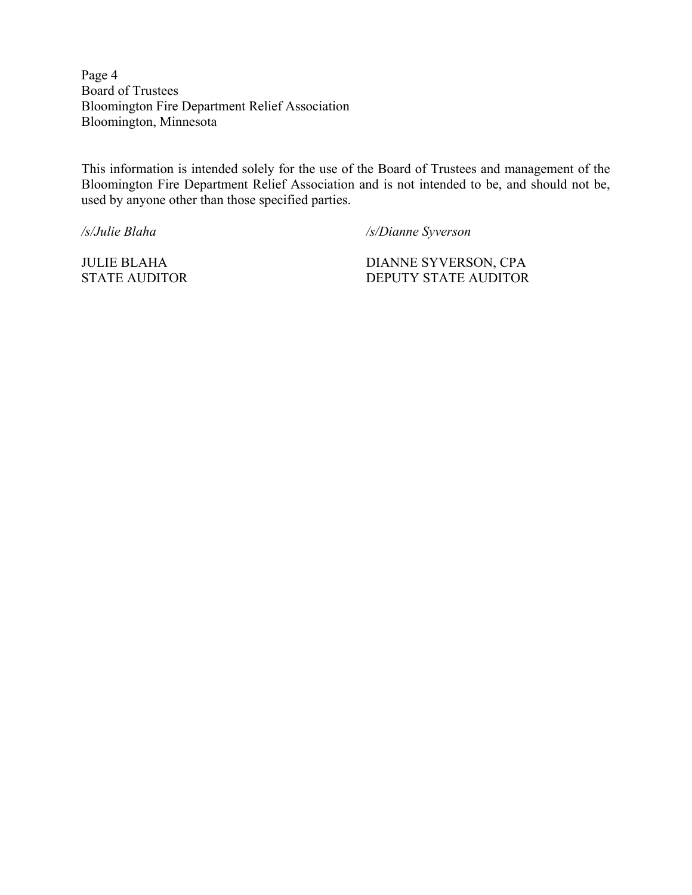Board of Trustees
Bloomington Fire Department Relief Association
Bloomington, Minnesota

This information is intended solely for the use of the Board of Trustees and management of the Bloomington Fire Department Relief Association and is not intended to be, and should not be, used by anyone other than those specified parties.

| | |
|---|---|
| */s/Julie Blaha* | */s/Dianne Syverson* |
| JULIE BLAHA | DIANNE SYVERSON, CPA |
| STATE AUDITOR | DEPUTY STATE AUDITOR |